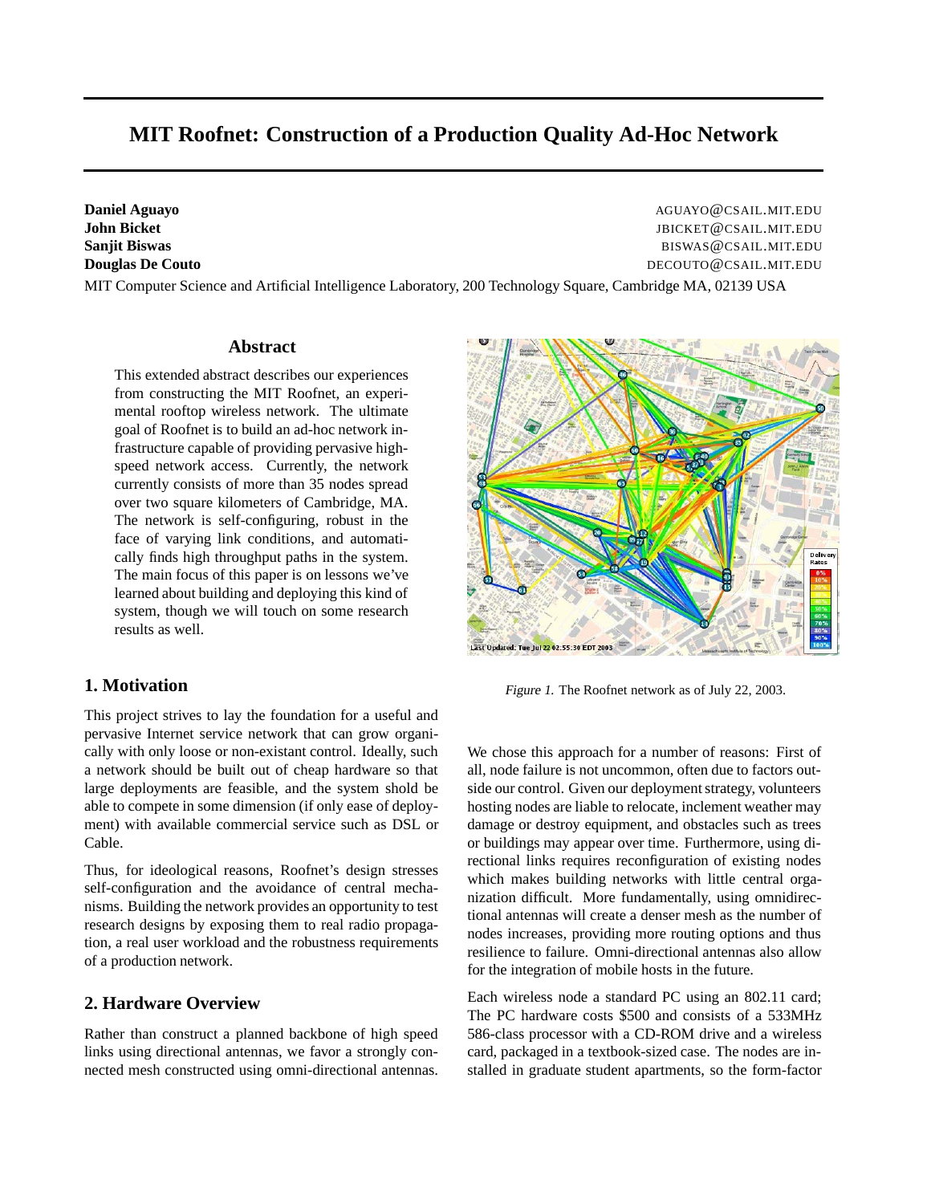# MIT Roofnet: Construction of a Production Quality Ad-Hoc Network

**Daniel Aguayo** AGUAYO@CSAIL.MIT.EDU
**John Bicket** JBICKET@CSAIL.MIT.EDU
**Sanjit Biswas** BISWAS@CSAIL.MIT.EDU
**Douglas De Couto** DECOUTO@CSAIL.MIT.EDU

MIT Computer Science and Artificial Intelligence Laboratory, 200 Technology Square, Cambridge MA, 02139 USA

## Abstract

This extended abstract describes our experiences from constructing the MIT Roofnet, an experimental rooftop wireless network. The ultimate goal of Roofnet is to build an ad-hoc network infrastructure capable of providing pervasive high-speed network access. Currently, the network currently consists of more than 35 nodes spread over two square kilometers of Cambridge, MA. The network is self-configuring, robust in the face of varying link conditions, and automatically finds high throughput paths in the system. The main focus of this paper is on lessons we've learned about building and deploying this kind of system, though we will touch on some research results as well.

*Figure 1.* The Roofnet network as of July 22, 2003.

## 1. Motivation

This project strives to lay the foundation for a useful and pervasive Internet service network that can grow organically with only loose or non-existant control. Ideally, such a network should be built out of cheap hardware so that large deployments are feasible, and the system shold be able to compete in some dimension (if only ease of deployment) with available commercial service such as DSL or Cable.

Thus, for ideological reasons, Roofnet's design stresses self-configuration and the avoidance of central mechanisms. Building the network provides an opportunity to test research designs by exposing them to real radio propagation, a real user workload and the robustness requirements of a production network.

## 2. Hardware Overview

Rather than construct a planned backbone of high speed links using directional antennas, we favor a strongly connected mesh constructed using omni-directional antennas. We chose this approach for a number of reasons: First of all, node failure is not uncommon, often due to factors outside our control. Given our deployment strategy, volunteers hosting nodes are liable to relocate, inclement weather may damage or destroy equipment, and obstacles such as trees or buildings may appear over time. Furthermore, using directional links requires reconfiguration of existing nodes which makes building networks with little central organization difficult. More fundamentally, using omnidirectional antennas will create a denser mesh as the number of nodes increases, providing more routing options and thus resilience to failure. Omni-directional antennas also allow for the integration of mobile hosts in the future.

Each wireless node a standard PC using an 802.11 card; The PC hardware costs \$500 and consists of a 533MHz 586-class processor with a CD-ROM drive and a wireless card, packaged in a textbook-sized case. The nodes are installed in graduate student apartments, so the form-factor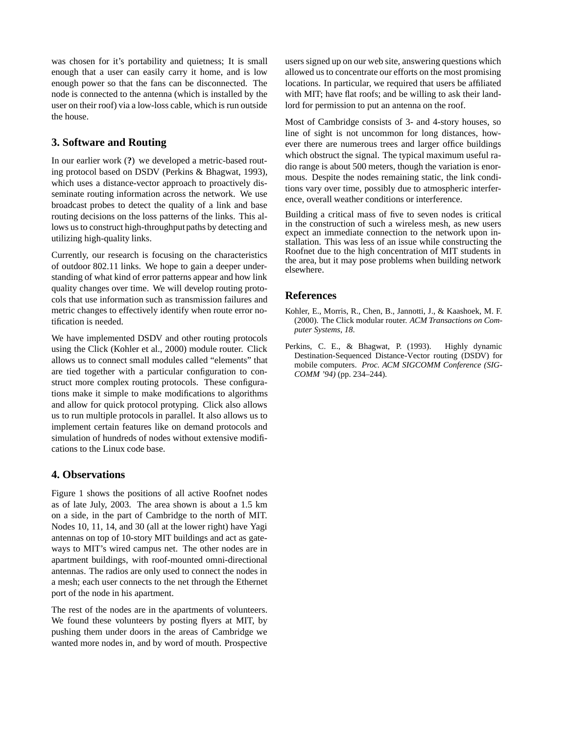was chosen for it's portability and quietness; It is small enough that a user can easily carry it home, and is low enough power so that the fans can be disconnected. The node is connected to the antenna (which is installed by the user on their roof) via a low-loss cable, which is run outside the house.

## 3. Software and Routing

In our earlier work (**?**) we developed a metric-based routing protocol based on DSDV (Perkins & Bhagwat, 1993), which uses a distance-vector approach to proactively disseminate routing information across the network. We use broadcast probes to detect the quality of a link and base routing decisions on the loss patterns of the links. This allows us to construct high-throughput paths by detecting and utilizing high-quality links.

Currently, our research is focusing on the characteristics of outdoor 802.11 links. We hope to gain a deeper understanding of what kind of error patterns appear and how link quality changes over time. We will develop routing protocols that use information such as transmission failures and metric changes to effectively identify when route error notification is needed.

We have implemented DSDV and other routing protocols using the Click (Kohler et al., 2000) module router. Click allows us to connect small modules called "elements" that are tied together with a particular configuration to construct more complex routing protocols. These configurations make it simple to make modifications to algorithms and allow for quick protocol protyping. Click also allows us to run multiple protocols in parallel. It also allows us to implement certain features like on demand protocols and simulation of hundreds of nodes without extensive modifications to the Linux code base.

## 4. Observations

Figure 1 shows the positions of all active Roofnet nodes as of late July, 2003. The area shown is about a 1.5 km on a side, in the part of Cambridge to the north of MIT. Nodes 10, 11, 14, and 30 (all at the lower right) have Yagi antennas on top of 10-story MIT buildings and act as gateways to MIT's wired campus net. The other nodes are in apartment buildings, with roof-mounted omni-directional antennas. The radios are only used to connect the nodes in a mesh; each user connects to the net through the Ethernet port of the node in his apartment.

The rest of the nodes are in the apartments of volunteers. We found these volunteers by posting flyers at MIT, by pushing them under doors in the areas of Cambridge we wanted more nodes in, and by word of mouth. Prospective users signed up on our web site, answering questions which allowed us to concentrate our efforts on the most promising locations. In particular, we required that users be affiliated with MIT; have flat roofs; and be willing to ask their landlord for permission to put an antenna on the roof.

Most of Cambridge consists of 3- and 4-story houses, so line of sight is not uncommon for long distances, however there are numerous trees and larger office buildings which obstruct the signal. The typical maximum useful radio range is about 500 meters, though the variation is enormous. Despite the nodes remaining static, the link conditions vary over time, possibly due to atmospheric interference, overall weather conditions or interference.

Building a critical mass of five to seven nodes is critical in the construction of such a wireless mesh, as new users expect an immediate connection to the network upon installation. This was less of an issue while constructing the Roofnet due to the high concentration of MIT students in the area, but it may pose problems when building network elsewhere.

## References

Kohler, E., Morris, R., Chen, B., Jannotti, J., & Kaashoek, M. F. (2000). The Click modular router. *ACM Transactions on Computer Systems*, *18*.

Perkins, C. E., & Bhagwat, P. (1993). Highly dynamic Destination-Sequenced Distance-Vector routing (DSDV) for mobile computers. *Proc. ACM SIGCOMM Conference (SIGCOMM '94)* (pp. 234–244).